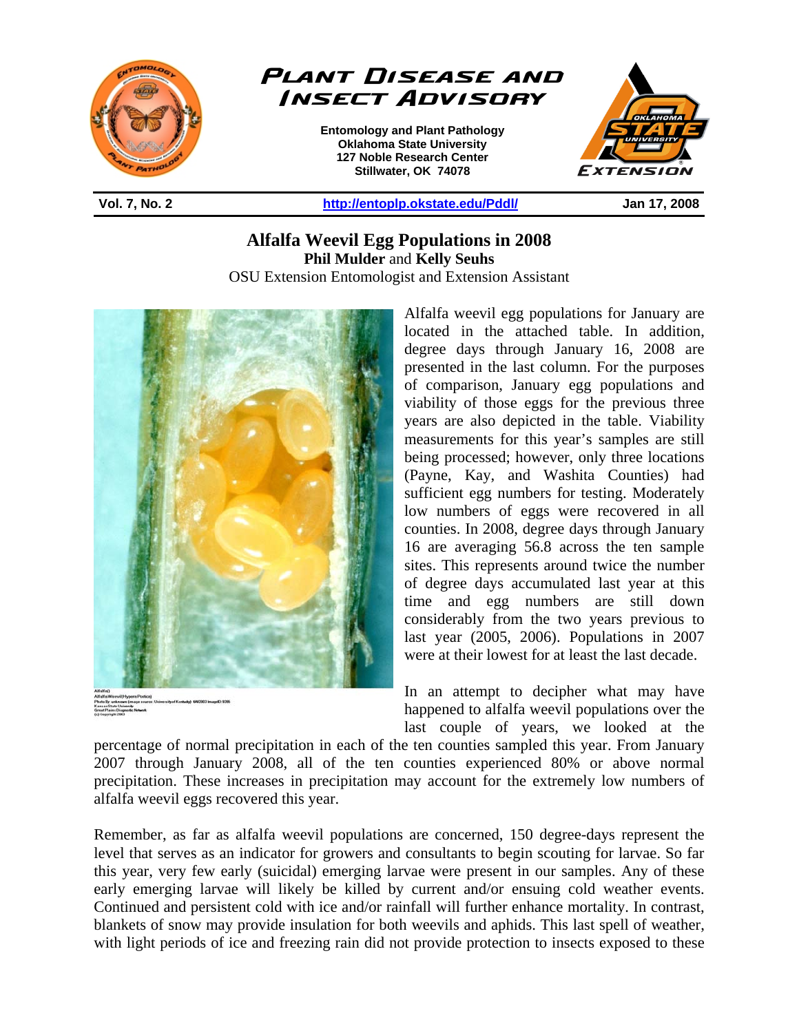# Plant Disease and Insect Advisory

**Entomology and Plant Pathology**
**Oklahoma State University**
**127 Noble Research Center**
**Stillwater, OK 74078**

**Vol. 7, No. 2** | **http://entoplp.okstate.edu/Pddl/** | **Jan 17, 2008**

## Alfalfa Weevil Egg Populations in 2008

**Phil Mulder** and **Kelly Seuhs**
OSU Extension Entomologist and Extension Assistant

Alfalfa weevil egg populations for January are located in the attached table. In addition, degree days through January 16, 2008 are presented in the last column. For the purposes of comparison, January egg populations and viability of those eggs for the previous three years are also depicted in the table. Viability measurements for this year's samples are still being processed; however, only three locations (Payne, Kay, and Washita Counties) had sufficient egg numbers for testing. Moderately low numbers of eggs were recovered in all counties. In 2008, degree days through January 16 are averaging 56.8 across the ten sample sites. This represents around twice the number of degree days accumulated last year at this time and egg numbers are still down considerably from the two years previous to last year (2005, 2006). Populations in 2007 were at their lowest for at least the last decade.

In an attempt to decipher what may have happened to alfalfa weevil populations over the last couple of years, we looked at the percentage of normal precipitation in each of the ten counties sampled this year. From January 2007 through January 2008, all of the ten counties experienced 80% or above normal precipitation. These increases in precipitation may account for the extremely low numbers of alfalfa weevil eggs recovered this year.

Remember, as far as alfalfa weevil populations are concerned, 150 degree-days represent the level that serves as an indicator for growers and consultants to begin scouting for larvae. So far this year, very few early (suicidal) emerging larvae were present in our samples. Any of these early emerging larvae will likely be killed by current and/or ensuing cold weather events. Continued and persistent cold with ice and/or rainfall will further enhance mortality. In contrast, blankets of snow may provide insulation for both weevils and aphids. This last spell of weather, with light periods of ice and freezing rain did not provide protection to insects exposed to these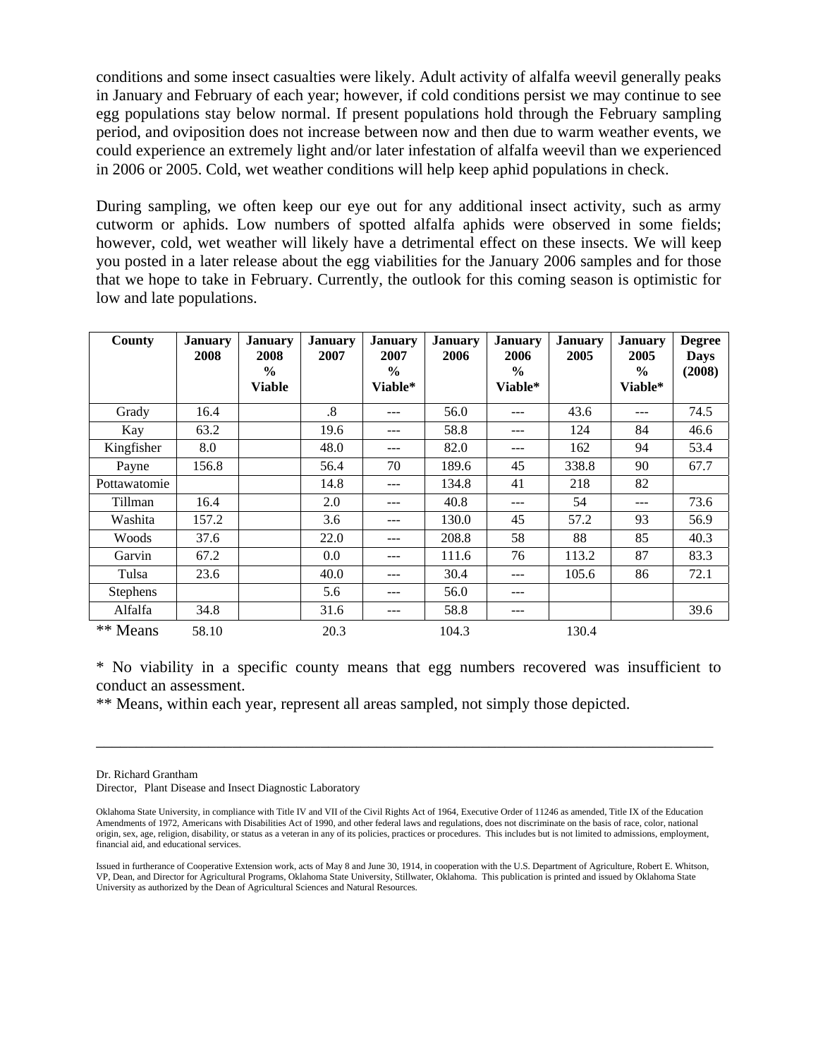conditions and some insect casualties were likely. Adult activity of alfalfa weevil generally peaks in January and February of each year; however, if cold conditions persist we may continue to see egg populations stay below normal. If present populations hold through the February sampling period, and oviposition does not increase between now and then due to warm weather events, we could experience an extremely light and/or later infestation of alfalfa weevil than we experienced in 2006 or 2005. Cold, wet weather conditions will help keep aphid populations in check.

During sampling, we often keep our eye out for any additional insect activity, such as army cutworm or aphids. Low numbers of spotted alfalfa aphids were observed in some fields; however, cold, wet weather will likely have a detrimental effect on these insects. We will keep you posted in a later release about the egg viabilities for the January 2006 samples and for those that we hope to take in February. Currently, the outlook for this coming season is optimistic for low and late populations.

| County | January 2008 | January 2008 % Viable | January 2007 | January 2007 % Viable* | January 2006 | January 2006 % Viable* | January 2005 | January 2005 % Viable* | Degree Days (2008) |
|---|---|---|---|---|---|---|---|---|---|
| Grady | 16.4 | | .8 | --- | 56.0 | --- | 43.6 | --- | 74.5 |
| Kay | 63.2 | | 19.6 | --- | 58.8 | --- | 124 | 84 | 46.6 |
| Kingfisher | 8.0 | | 48.0 | --- | 82.0 | --- | 162 | 94 | 53.4 |
| Payne | 156.8 | | 56.4 | 70 | 189.6 | 45 | 338.8 | 90 | 67.7 |
| Pottawatomie | | | 14.8 | --- | 134.8 | 41 | 218 | 82 | |
| Tillman | 16.4 | | 2.0 | --- | 40.8 | --- | 54 | --- | 73.6 |
| Washita | 157.2 | | 3.6 | --- | 130.0 | 45 | 57.2 | 93 | 56.9 |
| Woods | 37.6 | | 22.0 | --- | 208.8 | 58 | 88 | 85 | 40.3 |
| Garvin | 67.2 | | 0.0 | --- | 111.6 | 76 | 113.2 | 87 | 83.3 |
| Tulsa | 23.6 | | 40.0 | --- | 30.4 | --- | 105.6 | 86 | 72.1 |
| Stephens | | | 5.6 | --- | 56.0 | --- | | | |
| Alfalfa | 34.8 | | 31.6 | --- | 58.8 | --- | | | 39.6 |
| ** Means | 58.10 | | 20.3 | | 104.3 | | 130.4 | | |

* No viability in a specific county means that egg numbers recovered was insufficient to conduct an assessment.

** Means, within each year, represent all areas sampled, not simply those depicted.

---

Dr. Richard Grantham
Director, Plant Disease and Insect Diagnostic Laboratory

Oklahoma State University, in compliance with Title IV and VII of the Civil Rights Act of 1964, Executive Order of 11246 as amended, Title IX of the Education Amendments of 1972, Americans with Disabilities Act of 1990, and other federal laws and regulations, does not discriminate on the basis of race, color, national origin, sex, age, religion, disability, or status as a veteran in any of its policies, practices or procedures. This includes but is not limited to admissions, employment, financial aid, and educational services.

Issued in furtherance of Cooperative Extension work, acts of May 8 and June 30, 1914, in cooperation with the U.S. Department of Agriculture, Robert E. Whitson, VP, Dean, and Director for Agricultural Programs, Oklahoma State University, Stillwater, Oklahoma. This publication is printed and issued by Oklahoma State University as authorized by the Dean of Agricultural Sciences and Natural Resources.